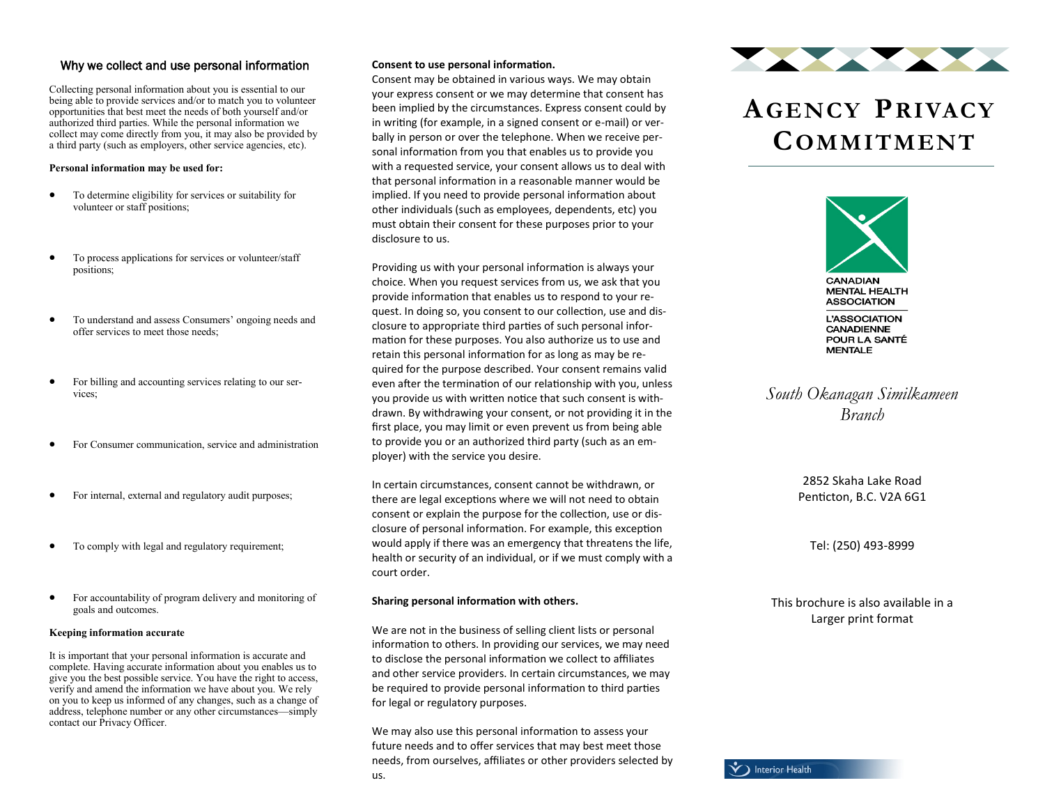## Why we collect and use personal information

Collecting personal information about you is essential to our being able to provide services and/or to match you to volunteer opportunities that best meet the needs of both yourself and/or authorized third parties. While the personal information we collect may come directly from you, it may also be provided by a third party (such as employers, other service agencies, etc).

**Personal information may be used for:**

- To determine eligibility for services or suitability for volunteer or staff positions;
- To process applications for services or volunteer/staff positions;
- To understand and assess Consumers' ongoing needs and offer services to meet those needs;
- For billing and accounting services relating to our services;
- For Consumer communication, service and administration
- For internal, external and regulatory audit purposes;
- To comply with legal and regulatory requirement;
- For accountability of program delivery and monitoring of goals and outcomes.

**Keeping information accurate**

It is important that your personal information is accurate and complete. Having accurate information about you enables us to give you the best possible service. You have the right to access, verify and amend the information we have about you. We rely on you to keep us informed of any changes, such as a change of address, telephone number or any other circumstances—simply contact our Privacy Officer.

**Consent to use personal information.**

Consent may be obtained in various ways. We may obtain your express consent or we may determine that consent has been implied by the circumstances. Express consent could by in writing (for example, in a signed consent or e-mail) or verbally in person or over the telephone. When we receive personal information from you that enables us to provide you with a requested service, your consent allows us to deal with that personal information in a reasonable manner would be implied. If you need to provide personal information about other individuals (such as employees, dependents, etc) you must obtain their consent for these purposes prior to your disclosure to us.

Providing us with your personal information is always your choice. When you request services from us, we ask that you provide information that enables us to respond to your request. In doing so, you consent to our collection, use and disclosure to appropriate third parties of such personal information for these purposes. You also authorize us to use and retain this personal information for as long as may be required for the purpose described. Your consent remains valid even after the termination of our relationship with you, unless you provide us with written notice that such consent is withdrawn. By withdrawing your consent, or not providing it in the first place, you may limit or even prevent us from being able to provide you or an authorized third party (such as an employer) with the service you desire.

In certain circumstances, consent cannot be withdrawn, or there are legal exceptions where we will not need to obtain consent or explain the purpose for the collection, use or disclosure of personal information. For example, this exception would apply if there was an emergency that threatens the life, health or security of an individual, or if we must comply with a court order.

**Sharing personal information with others.**

We are not in the business of selling client lists or personal information to others. In providing our services, we may need to disclose the personal information we collect to affiliates and other service providers. In certain circumstances, we may be required to provide personal information to third parties for legal or regulatory purposes.

We may also use this personal information to assess your future needs and to offer services that may best meet those needs, from ourselves, affiliates or other providers selected by us.

# Agency Privacy Commitment

CANADIAN MENTAL HEALTH ASSOCIATION
L'ASSOCIATION CANADIENNE POUR LA SANTÉ MENTALE

*South Okanagan Similkameen Branch*

2852 Skaha Lake Road
Penticton, B.C. V2A 6G1

Tel: (250) 493-8999

This brochure is also available in a Larger print format

Interior Health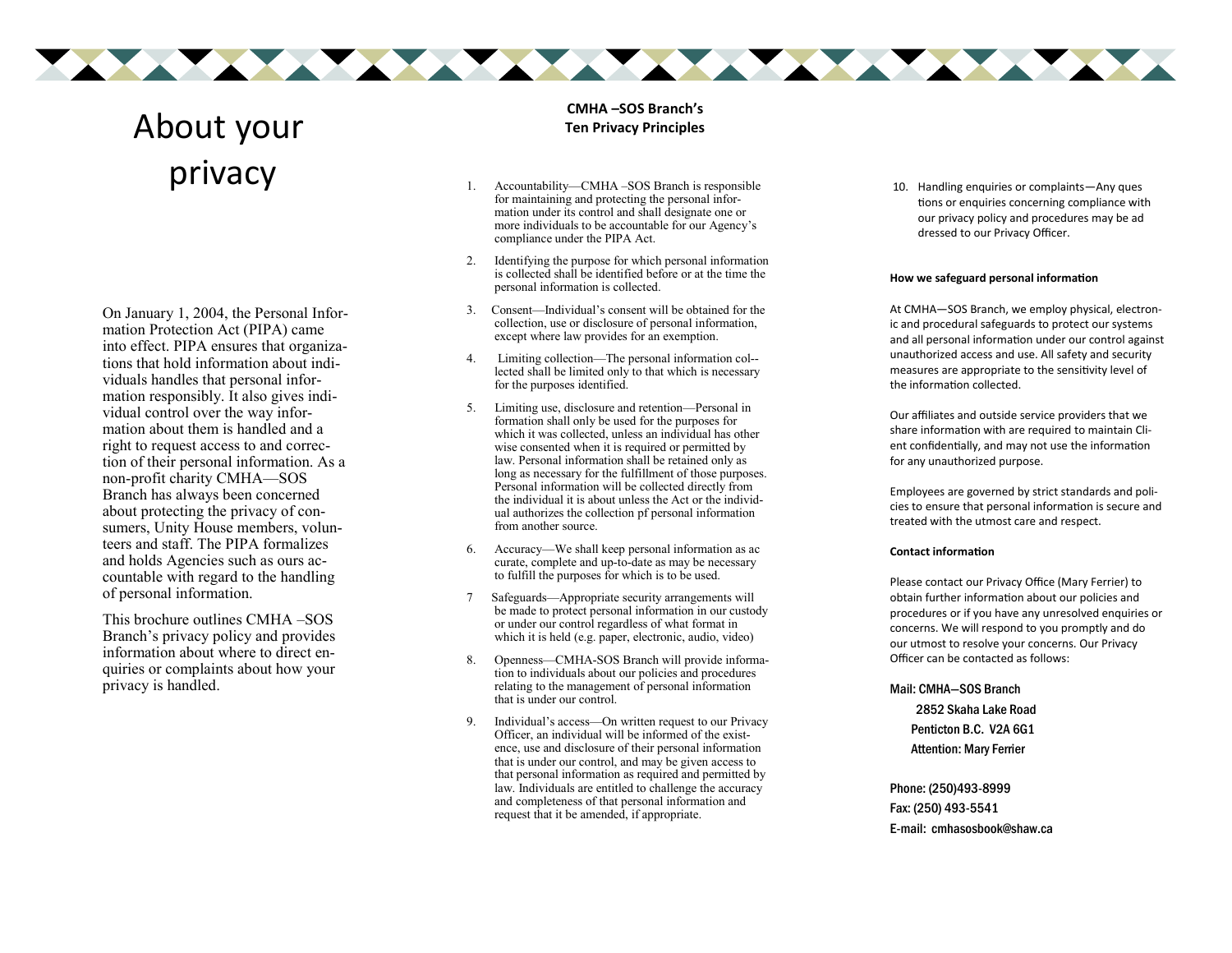# About your privacy

On January 1, 2004, the Personal Information Protection Act (PIPA) came into effect. PIPA ensures that organizations that hold information about individuals handles that personal information responsibly. It also gives individual control over the way information about them is handled and a right to request access to and correction of their personal information. As a non-profit charity CMHA—SOS Branch has always been concerned about protecting the privacy of consumers, Unity House members, volunteers and staff. The PIPA formalizes and holds Agencies such as ours accountable with regard to the handling of personal information.

This brochure outlines CMHA –SOS Branch's privacy policy and provides information about where to direct enquiries or complaints about how your privacy is handled.

## CMHA –SOS Branch's Ten Privacy Principles

1. Accountability—CMHA –SOS Branch is responsible for maintaining and protecting the personal information under its control and shall designate one or more individuals to be accountable for our Agency's compliance under the PIPA Act.
2. Identifying the purpose for which personal information is collected shall be identified before or at the time the personal information is collected.
3. Consent—Individual's consent will be obtained for the collection, use or disclosure of personal information, except where law provides for an exemption.
4. Limiting collection—The personal information col-- lected shall be limited only to that which is necessary for the purposes identified.
5. Limiting use, disclosure and retention—Personal information shall only be used for the purposes for which it was collected, unless an individual has otherwise consented when it is required or permitted by law. Personal information shall be retained only as long as necessary for the fulfillment of those purposes. Personal information will be collected directly from the individual it is about unless the Act or the individual authorizes the collection pf personal information from another source.
6. Accuracy—We shall keep personal information as accurate, complete and up-to-date as may be necessary to fulfill the purposes for which is to be used.
7. Safeguards—Appropriate security arrangements will be made to protect personal information in our custody or under our control regardless of what format in which it is held (e.g. paper, electronic, audio, video)
8. Openness—CMHA-SOS Branch will provide information to individuals about our policies and procedures relating to the management of personal information that is under our control.
9. Individual's access—On written request to our Privacy Officer, an individual will be informed of the existence, use and disclosure of their personal information that is under our control, and may be given access to that personal information as required and permitted by law. Individuals are entitled to challenge the accuracy and completeness of that personal information and request that it be amended, if appropriate.
10. Handling enquiries or complaints—Any questions or enquiries concerning compliance with our privacy policy and procedures may be addressed to our Privacy Officer.

### How we safeguard personal information

At CMHA—SOS Branch, we employ physical, electronic and procedural safeguards to protect our systems and all personal information under our control against unauthorized access and use. All safety and security measures are appropriate to the sensitivity level of the information collected.

Our affiliates and outside service providers that we share information with are required to maintain Client confidentially, and may not use the information for any unauthorized purpose.

Employees are governed by strict standards and policies to ensure that personal information is secure and treated with the utmost care and respect.

### Contact information

Please contact our Privacy Office (Mary Ferrier) to obtain further information about our policies and procedures or if you have any unresolved enquiries or concerns. We will respond to you promptly and do our utmost to resolve your concerns. Our Privacy Officer can be contacted as follows:

Mail: CMHA—SOS Branch
2852 Skaha Lake Road
Penticton B.C. V2A 6G1
Attention: Mary Ferrier

Phone: (250)493-8999
Fax: (250) 493-5541
E-mail: cmhasosbook@shaw.ca